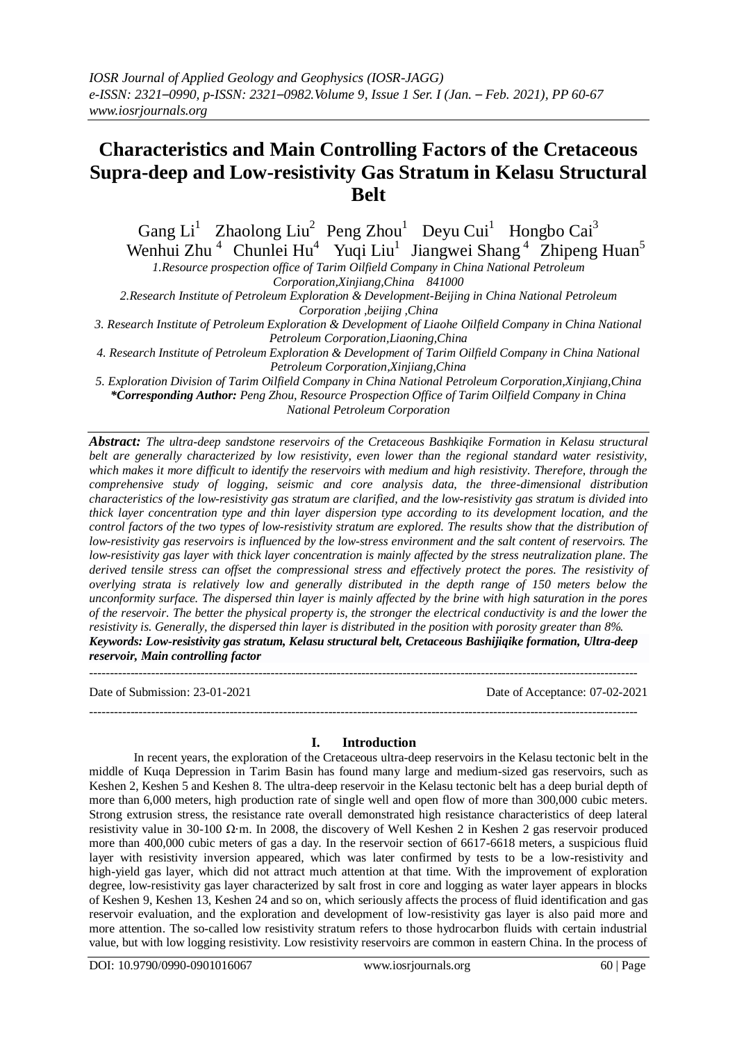*IOSR Journal of Applied Geology and Geophysics (IOSR-JAGG)*
*e-ISSN: 2321–0990, p-ISSN: 2321–0982.Volume 9, Issue 1 Ser. I (Jan. – Feb. 2021), PP 60-67*
*www.iosrjournals.org*

# Characteristics and Main Controlling Factors of the Cretaceous Supra-deep and Low-resistivity Gas Stratum in Kelasu Structural Belt

Gang Li[1] Zhaolong Liu[2] Peng Zhou[1] Deyu Cui[1] Hongbo Cai[3] Wenhui Zhu [4] Chunlei Hu[4] Yuqi Liu[1] Jiangwei Shang [4] Zhipeng Huan[5]

*1.Resource prospection office of Tarim Oilfield Company in China National Petroleum Corporation,Xinjiang,China 841000*

*2.Research Institute of Petroleum Exploration & Development-Beijing in China National Petroleum Corporation ,beijing ,China*

*3. Research Institute of Petroleum Exploration & Development of Liaohe Oilfield Company in China National Petroleum Corporation,Liaoning,China*

*4. Research Institute of Petroleum Exploration & Development of Tarim Oilfield Company in China National Petroleum Corporation,Xinjiang,China*

*5. Exploration Division of Tarim Oilfield Company in China National Petroleum Corporation,Xinjiang,China*

***\*Corresponding Author:** Peng Zhou, Resource Prospection Office of Tarim Oilfield Company in China National Petroleum Corporation*

***Abstract:** The ultra-deep sandstone reservoirs of the Cretaceous Bashkiqike Formation in Kelasu structural belt are generally characterized by low resistivity, even lower than the regional standard water resistivity, which makes it more difficult to identify the reservoirs with medium and high resistivity. Therefore, through the comprehensive study of logging, seismic and core analysis data, the three-dimensional distribution characteristics of the low-resistivity gas stratum are clarified, and the low-resistivity gas stratum is divided into thick layer concentration type and thin layer dispersion type according to its development location, and the control factors of the two types of low-resistivity stratum are explored. The results show that the distribution of low-resistivity gas reservoirs is influenced by the low-stress environment and the salt content of reservoirs. The low-resistivity gas layer with thick layer concentration is mainly affected by the stress neutralization plane. The derived tensile stress can offset the compressional stress and effectively protect the pores. The resistivity of overlying strata is relatively low and generally distributed in the depth range of 150 meters below the unconformity surface. The dispersed thin layer is mainly affected by the brine with high saturation in the pores of the reservoir. The better the physical property is, the stronger the electrical conductivity is and the lower the resistivity is. Generally, the dispersed thin layer is distributed in the position with porosity greater than 8%.*

***Keywords: Low-resistivity gas stratum, Kelasu structural belt, Cretaceous Bashijiqike formation, Ultra-deep reservoir, Main controlling factor***

---

Date of Submission: 23-01-2021 Date of Acceptance: 07-02-2021

---

## I. Introduction

In recent years, the exploration of the Cretaceous ultra-deep reservoirs in the Kelasu tectonic belt in the middle of Kuqa Depression in Tarim Basin has found many large and medium-sized gas reservoirs, such as Keshen 2, Keshen 5 and Keshen 8. The ultra-deep reservoir in the Kelasu tectonic belt has a deep burial depth of more than 6,000 meters, high production rate of single well and open flow of more than 300,000 cubic meters. Strong extrusion stress, the resistance rate overall demonstrated high resistance characteristics of deep lateral resistivity value in 30-100 Ω·m. In 2008, the discovery of Well Keshen 2 in Keshen 2 gas reservoir produced more than 400,000 cubic meters of gas a day. In the reservoir section of 6617-6618 meters, a suspicious fluid layer with resistivity inversion appeared, which was later confirmed by tests to be a low-resistivity and high-yield gas layer, which did not attract much attention at that time. With the improvement of exploration degree, low-resistivity gas layer characterized by salt frost in core and logging as water layer appears in blocks of Keshen 9, Keshen 13, Keshen 24 and so on, which seriously affects the process of fluid identification and gas reservoir evaluation, and the exploration and development of low-resistivity gas layer is also paid more and more attention. The so-called low resistivity stratum refers to those hydrocarbon fluids with certain industrial value, but with low logging resistivity. Low resistivity reservoirs are common in eastern China. In the process of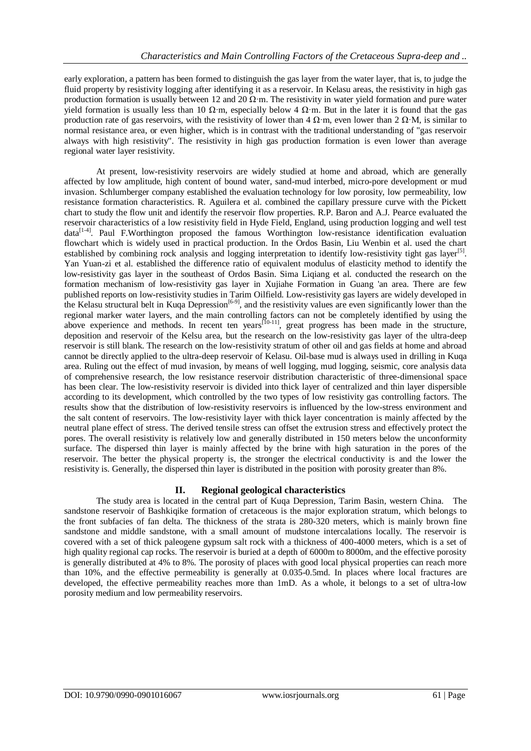early exploration, a pattern has been formed to distinguish the gas layer from the water layer, that is, to judge the fluid property by resistivity logging after identifying it as a reservoir. In Kelasu areas, the resistivity in high gas production formation is usually between 12 and 20 Ω·m. The resistivity in water yield formation and pure water yield formation is usually less than 10 Ω·m, especially below 4 Ω·m. But in the later it is found that the gas production rate of gas reservoirs, with the resistivity of lower than 4 Ω·m, even lower than 2 Ω·M, is similar to normal resistance area, or even higher, which is in contrast with the traditional understanding of "gas reservoir always with high resistivity". The resistivity in high gas production formation is even lower than average regional water layer resistivity.

At present, low-resistivity reservoirs are widely studied at home and abroad, which are generally affected by low amplitude, high content of bound water, sand-mud interbed, micro-pore development or mud invasion. Schlumberger company established the evaluation technology for low porosity, low permeability, low resistance formation characteristics. R. Aguilera et al. combined the capillary pressure curve with the Pickett chart to study the flow unit and identify the reservoir flow properties. R.P. Baron and A.J. Pearce evaluated the reservoir characteristics of a low resistivity field in Hyde Field, England, using production logging and well test data[1-4]. Paul F.Worthington proposed the famous Worthington low-resistance identification evaluation flowchart which is widely used in practical production. In the Ordos Basin, Liu Wenbin et al. used the chart established by combining rock analysis and logging interpretation to identify low-resistivity tight gas layer[5]. Yan Yuan-zi et al. established the difference ratio of equivalent modulus of elasticity method to identify the low-resistivity gas layer in the southeast of Ordos Basin. Sima Liqiang et al. conducted the research on the formation mechanism of low-resistivity gas layer in Xujiahe Formation in Guang 'an area. There are few published reports on low-resistivity studies in Tarim Oilfield. Low-resistivity gas layers are widely developed in the Kelasu structural belt in Kuqa Depression[6-9], and the resistivity values are even significantly lower than the regional marker water layers, and the main controlling factors can not be completely identified by using the above experience and methods. In recent ten years[10-11], great progress has been made in the structure, deposition and reservoir of the Kelsu area, but the research on the low-resistivity gas layer of the ultra-deep reservoir is still blank. The research on the low-resistivity stratum of other oil and gas fields at home and abroad cannot be directly applied to the ultra-deep reservoir of Kelasu. Oil-base mud is always used in drilling in Kuqa area. Ruling out the effect of mud invasion, by means of well logging, mud logging, seismic, core analysis data of comprehensive research, the low resistance reservoir distribution characteristic of three-dimensional space has been clear. The low-resistivity reservoir is divided into thick layer of centralized and thin layer dispersible according to its development, which controlled by the two types of low resistivity gas controlling factors. The results show that the distribution of low-resistivity reservoirs is influenced by the low-stress environment and the salt content of reservoirs. The low-resistivity layer with thick layer concentration is mainly affected by the neutral plane effect of stress. The derived tensile stress can offset the extrusion stress and effectively protect the pores. The overall resistivity is relatively low and generally distributed in 150 meters below the unconformity surface. The dispersed thin layer is mainly affected by the brine with high saturation in the pores of the reservoir. The better the physical property is, the stronger the electrical conductivity is and the lower the resistivity is. Generally, the dispersed thin layer is distributed in the position with porosity greater than 8%.

## II. Regional geological characteristics

The study area is located in the central part of Kuqa Depression, Tarim Basin, western China. The sandstone reservoir of Bashkiqike formation of cretaceous is the major exploration stratum, which belongs to the front subfacies of fan delta. The thickness of the strata is 280-320 meters, which is mainly brown fine sandstone and middle sandstone, with a small amount of mudstone intercalations locally. The reservoir is covered with a set of thick paleogene gypsum salt rock with a thickness of 400-4000 meters, which is a set of high quality regional cap rocks. The reservoir is buried at a depth of 6000m to 8000m, and the effective porosity is generally distributed at 4% to 8%. The porosity of places with good local physical properties can reach more than 10%, and the effective permeability is generally at 0.035-0.5md. In places where local fractures are developed, the effective permeability reaches more than 1mD. As a whole, it belongs to a set of ultra-low porosity medium and low permeability reservoirs.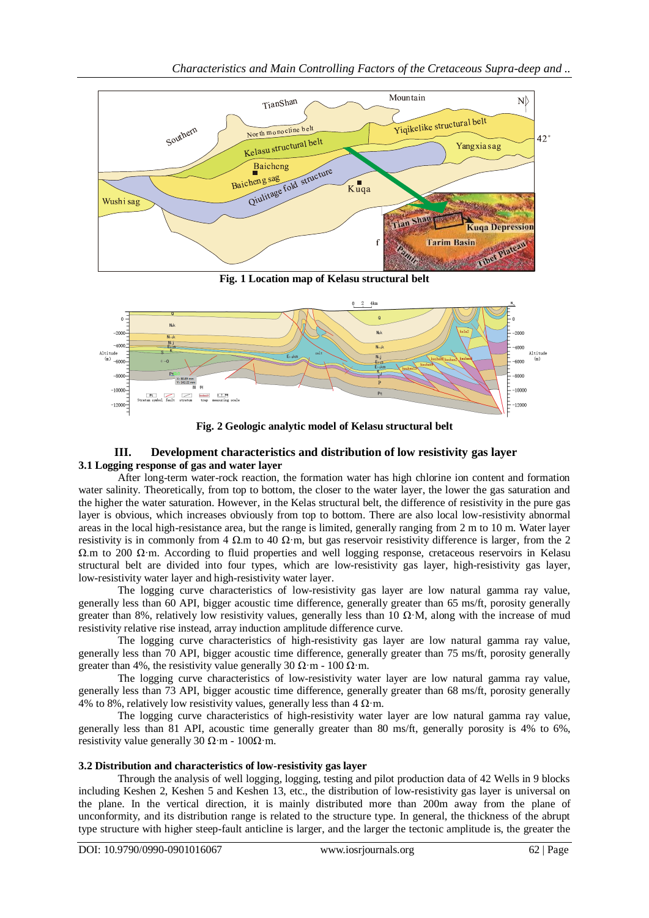Fig. 1 Location map of Kelasu structural belt

Fig. 2 Geologic analytic model of Kelasu structural belt

## III. Development characteristics and distribution of low resistivity gas layer

### 3.1 Logging response of gas and water layer

After long-term water-rock reaction, the formation water has high chlorine ion content and formation water salinity. Theoretically, from top to bottom, the closer to the water layer, the lower the gas saturation and the higher the water saturation. However, in the Kelas structural belt, the difference of resistivity in the pure gas layer is obvious, which increases obviously from top to bottom. There are also local low-resistivity abnormal areas in the local high-resistance area, but the range is limited, generally ranging from 2 m to 10 m. Water layer resistivity is in commonly from 4 Ω.m to 40 Ω·m, but gas reservoir resistivity difference is larger, from the 2 Ω.m to 200 Ω·m. According to fluid properties and well logging response, cretaceous reservoirs in Kelasu structural belt are divided into four types, which are low-resistivity gas layer, high-resistivity gas layer, low-resistivity water layer and high-resistivity water layer.

The logging curve characteristics of low-resistivity gas layer are low natural gamma ray value, generally less than 60 API, bigger acoustic time difference, generally greater than 65 ms/ft, porosity generally greater than 8%, relatively low resistivity values, generally less than 10 Ω·M, along with the increase of mud resistivity relative rise instead, array induction amplitude difference curve.

The logging curve characteristics of high-resistivity gas layer are low natural gamma ray value, generally less than 70 API, bigger acoustic time difference, generally greater than 75 ms/ft, porosity generally greater than 4%, the resistivity value generally 30 Ω·m - 100 Ω·m.

The logging curve characteristics of low-resistivity water layer are low natural gamma ray value, generally less than 73 API, bigger acoustic time difference, generally greater than 68 ms/ft, porosity generally 4% to 8%, relatively low resistivity values, generally less than 4 Ω·m.

The logging curve characteristics of high-resistivity water layer are low natural gamma ray value, generally less than 81 API, acoustic time generally greater than 80 ms/ft, generally porosity is 4% to 6%, resistivity value generally 30 Ω·m - 100Ω·m.

### 3.2 Distribution and characteristics of low-resistivity gas layer

Through the analysis of well logging, logging, testing and pilot production data of 42 Wells in 9 blocks including Keshen 2, Keshen 5 and Keshen 13, etc., the distribution of low-resistivity gas layer is universal on the plane. In the vertical direction, it is mainly distributed more than 200m away from the plane of unconformity, and its distribution range is related to the structure type. In general, the thickness of the abrupt type structure with higher steep-fault anticline is larger, and the larger the tectonic amplitude is, the greater the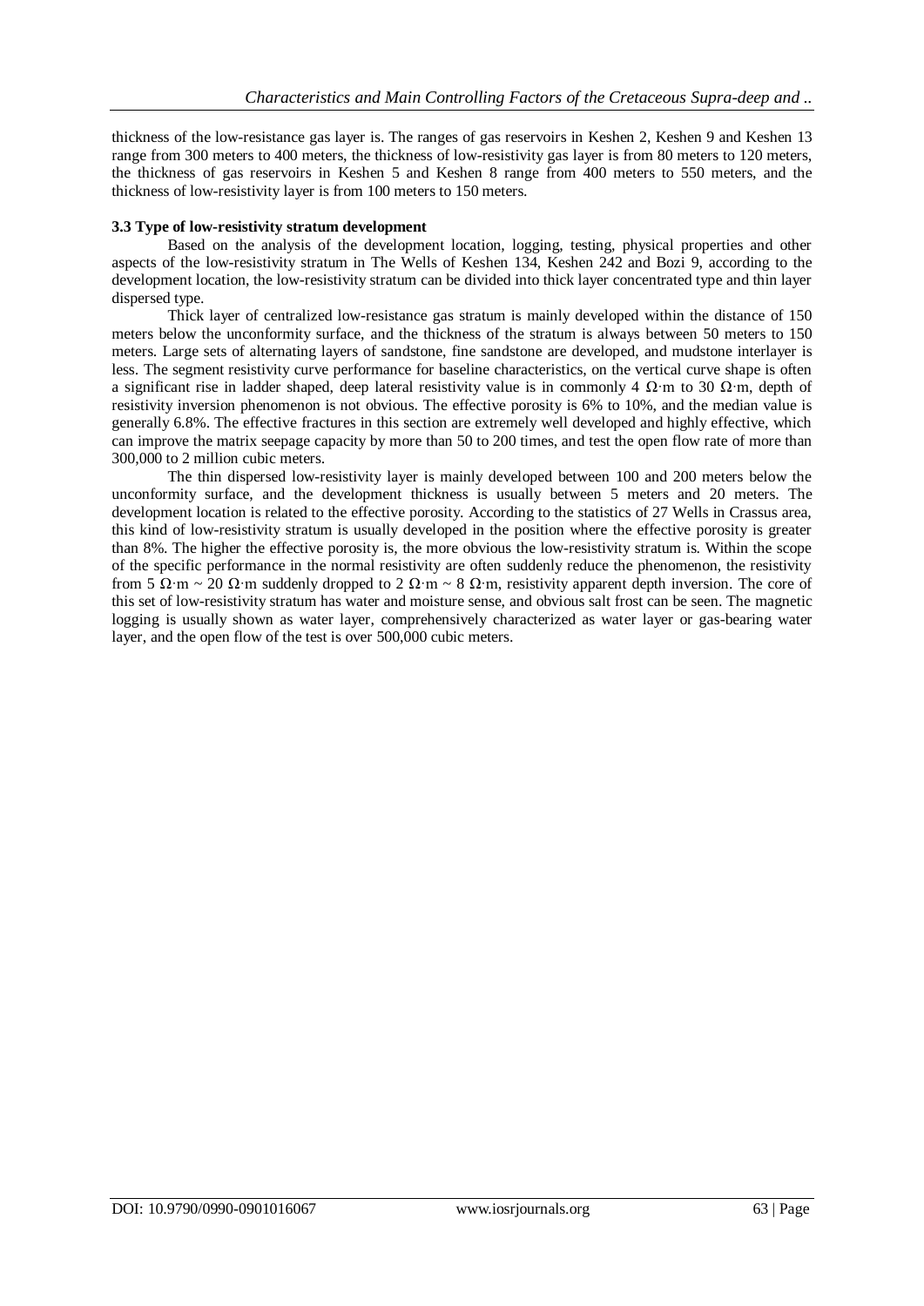thickness of the low-resistance gas layer is. The ranges of gas reservoirs in Keshen 2, Keshen 9 and Keshen 13 range from 300 meters to 400 meters, the thickness of low-resistivity gas layer is from 80 meters to 120 meters, the thickness of gas reservoirs in Keshen 5 and Keshen 8 range from 400 meters to 550 meters, and the thickness of low-resistivity layer is from 100 meters to 150 meters.

### 3.3 Type of low-resistivity stratum development

Based on the analysis of the development location, logging, testing, physical properties and other aspects of the low-resistivity stratum in The Wells of Keshen 134, Keshen 242 and Bozi 9, according to the development location, the low-resistivity stratum can be divided into thick layer concentrated type and thin layer dispersed type.

Thick layer of centralized low-resistance gas stratum is mainly developed within the distance of 150 meters below the unconformity surface, and the thickness of the stratum is always between 50 meters to 150 meters. Large sets of alternating layers of sandstone, fine sandstone are developed, and mudstone interlayer is less. The segment resistivity curve performance for baseline characteristics, on the vertical curve shape is often a significant rise in ladder shaped, deep lateral resistivity value is in commonly 4 Ω·m to 30 Ω·m, depth of resistivity inversion phenomenon is not obvious. The effective porosity is 6% to 10%, and the median value is generally 6.8%. The effective fractures in this section are extremely well developed and highly effective, which can improve the matrix seepage capacity by more than 50 to 200 times, and test the open flow rate of more than 300,000 to 2 million cubic meters.

The thin dispersed low-resistivity layer is mainly developed between 100 and 200 meters below the unconformity surface, and the development thickness is usually between 5 meters and 20 meters. The development location is related to the effective porosity. According to the statistics of 27 Wells in Crassus area, this kind of low-resistivity stratum is usually developed in the position where the effective porosity is greater than 8%. The higher the effective porosity is, the more obvious the low-resistivity stratum is. Within the scope of the specific performance in the normal resistivity are often suddenly reduce the phenomenon, the resistivity from 5 Ω·m ~ 20 Ω·m suddenly dropped to 2 Ω·m ~ 8 Ω·m, resistivity apparent depth inversion. The core of this set of low-resistivity stratum has water and moisture sense, and obvious salt frost can be seen. The magnetic logging is usually shown as water layer, comprehensively characterized as water layer or gas-bearing water layer, and the open flow of the test is over 500,000 cubic meters.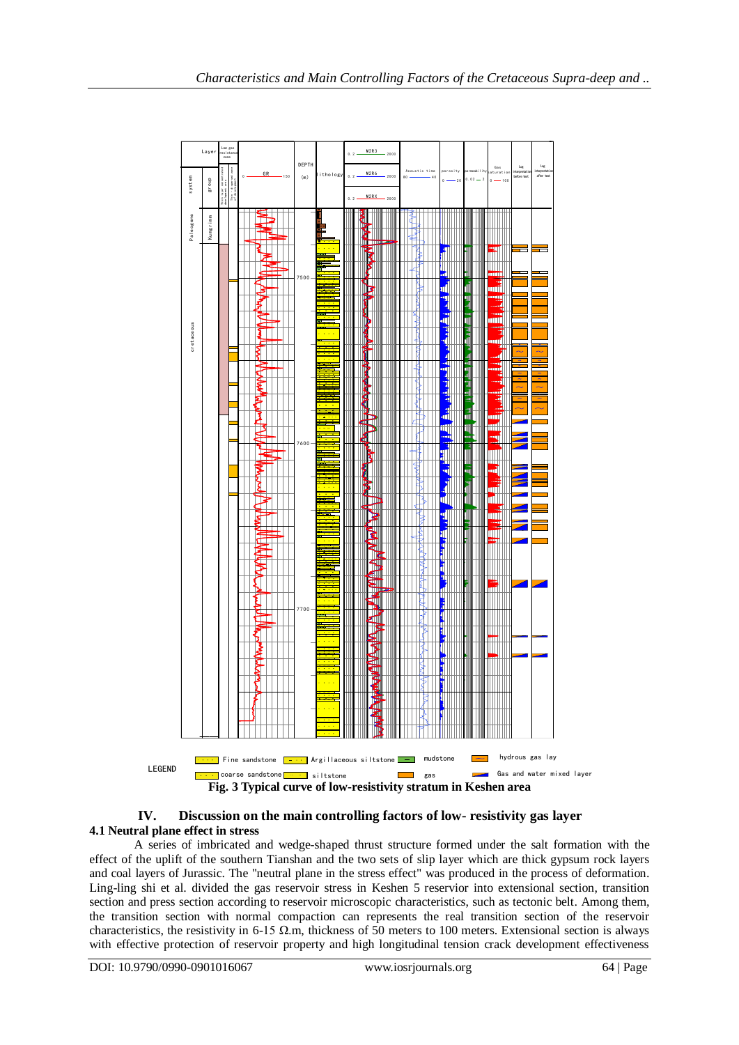Layer
system
group
Low gas resistance zone
GR
0 150
DEPTH (m)
lithology
M2R3 0.2 2000
M2R6 0.2 2000
M2RX 0.2 2000
Acoustic time 80 40
porosity 0 20
permeability 0.02 2
Gas saturation 0 100
Log interpretation before test
Log interpretation after test
Paleogene
Kumgrimm
cretaceous
7500
7600
7700

LEGEND
Fine sandstone
Argillaceous siltstone
mudstone
hydrous gas lay
coarse sandstone
siltstone
gas
Gas and water mixed layer

**Fig. 3 Typical curve of low-resistivity stratum in Keshen area**

## IV. Discussion on the main controlling factors of low- resistivity gas layer

### 4.1 Neutral plane effect in stress

A series of imbricated and wedge-shaped thrust structure formed under the salt formation with the effect of the uplift of the southern Tianshan and the two sets of slip layer which are thick gypsum rock layers and coal layers of Jurassic. The "neutral plane in the stress effect" was produced in the process of deformation. Ling-ling shi et al. divided the gas reservoir stress in Keshen 5 reservior into extensional section, transition section and press section according to reservoir microscopic characteristics, such as tectonic belt. Among them, the transition section with normal compaction can represents the real transition section of the reservoir characteristics, the resistivity in 6-15 Ω.m, thickness of 50 meters to 100 meters. Extensional section is always with effective protection of reservoir property and high longitudinal tension crack development effectiveness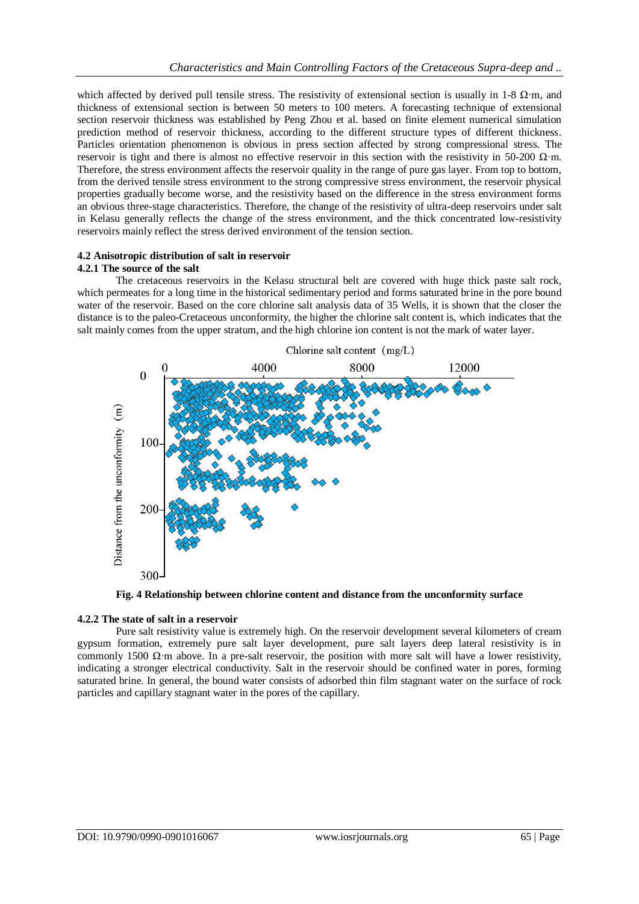which affected by derived pull tensile stress. The resistivity of extensional section is usually in 1-8 Ω·m, and thickness of extensional section is between 50 meters to 100 meters. A forecasting technique of extensional section reservoir thickness was established by Peng Zhou et al. based on finite element numerical simulation prediction method of reservoir thickness, according to the different structure types of different thickness. Particles orientation phenomenon is obvious in press section affected by strong compressional stress. The reservoir is tight and there is almost no effective reservoir in this section with the resistivity in 50-200 Ω·m. Therefore, the stress environment affects the reservoir quality in the range of pure gas layer. From top to bottom, from the derived tensile stress environment to the strong compressive stress environment, the reservoir physical properties gradually become worse, and the resistivity based on the difference in the stress environment forms an obvious three-stage characteristics. Therefore, the change of the resistivity of ultra-deep reservoirs under salt in Kelasu generally reflects the change of the stress environment, and the thick concentrated low-resistivity reservoirs mainly reflect the stress derived environment of the tension section.

### 4.2 Anisotropic distribution of salt in reservoir

#### 4.2.1 The source of the salt

The cretaceous reservoirs in the Kelasu structural belt are covered with huge thick paste salt rock, which permeates for a long time in the historical sedimentary period and forms saturated brine in the pore bound water of the reservoir. Based on the core chlorine salt analysis data of 35 Wells, it is shown that the closer the distance is to the paleo-Cretaceous unconformity, the higher the chlorine salt content is, which indicates that the salt mainly comes from the upper stratum, and the high chlorine ion content is not the mark of water layer.

Chlorine salt content (mg/L)
0
4000
8000
12000
Distance from the unconformity (m)
0
100
200
300

**Fig. 4 Relationship between chlorine content and distance from the unconformity surface**

#### 4.2.2 The state of salt in a reservoir

Pure salt resistivity value is extremely high. On the reservoir development several kilometers of cream gypsum formation, extremely pure salt layer development, pure salt layers deep lateral resistivity is in commonly 1500 Ω·m above. In a pre-salt reservoir, the position with more salt will have a lower resistivity, indicating a stronger electrical conductivity. Salt in the reservoir should be confined water in pores, forming saturated brine. In general, the bound water consists of adsorbed thin film stagnant water on the surface of rock particles and capillary stagnant water in the pores of the capillary.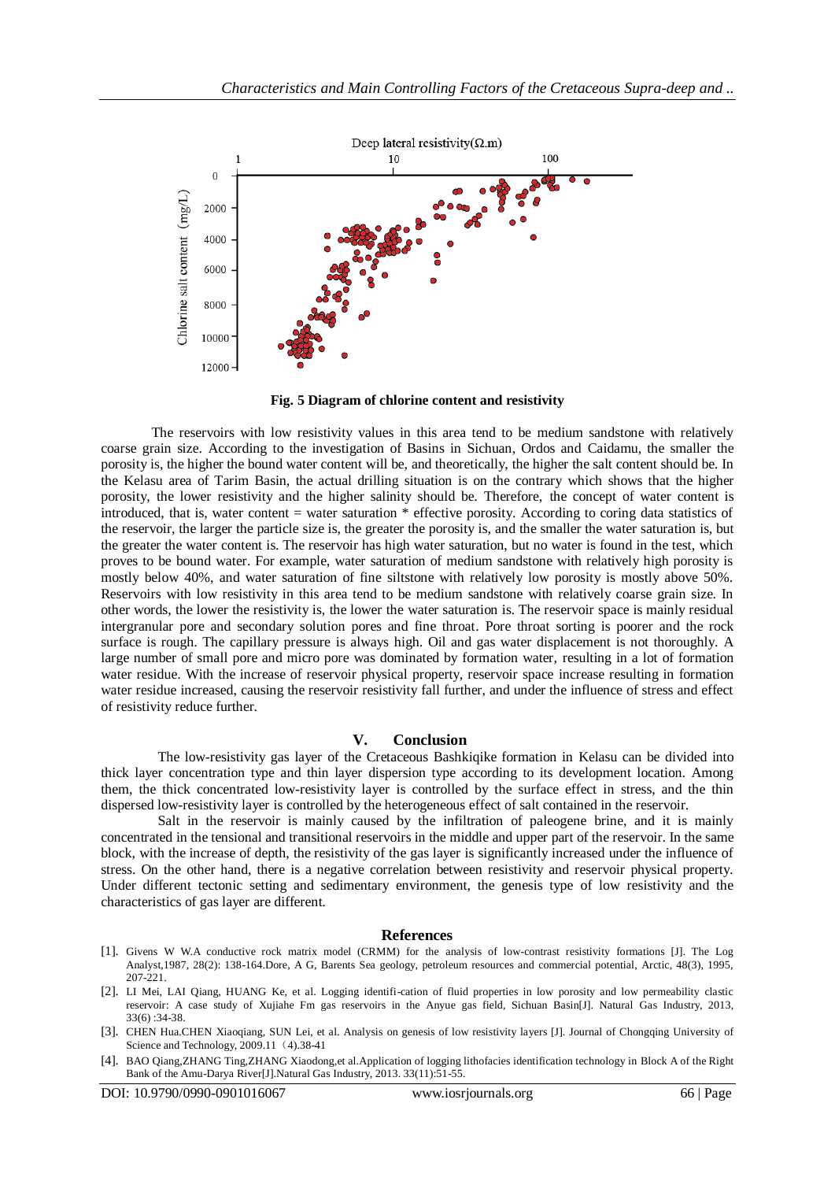Deep lateral resistivity(Ω.m)

1

10

100

Chlorine salt content (mg/L)

0

2000

4000

6000

8000

10000

12000

**Fig. 5 Diagram of chlorine content and resistivity**

The reservoirs with low resistivity values in this area tend to be medium sandstone with relatively coarse grain size. According to the investigation of Basins in Sichuan, Ordos and Caidamu, the smaller the porosity is, the higher the bound water content will be, and theoretically, the higher the salt content should be. In the Kelasu area of Tarim Basin, the actual drilling situation is on the contrary which shows that the higher porosity, the lower resistivity and the higher salinity should be. Therefore, the concept of water content is introduced, that is, water content = water saturation * effective porosity. According to coring data statistics of the reservoir, the larger the particle size is, the greater the porosity is, and the smaller the water saturation is, but the greater the water content is. The reservoir has high water saturation, but no water is found in the test, which proves to be bound water. For example, water saturation of medium sandstone with relatively high porosity is mostly below 40%, and water saturation of fine siltstone with relatively low porosity is mostly above 50%. Reservoirs with low resistivity in this area tend to be medium sandstone with relatively coarse grain size. In other words, the lower the resistivity is, the lower the water saturation is. The reservoir space is mainly residual intergranular pore and secondary solution pores and fine throat. Pore throat sorting is poorer and the rock surface is rough. The capillary pressure is always high. Oil and gas water displacement is not thoroughly. A large number of small pore and micro pore was dominated by formation water, resulting in a lot of formation water residue. With the increase of reservoir physical property, reservoir space increase resulting in formation water residue increased, causing the reservoir resistivity fall further, and under the influence of stress and effect of resistivity reduce further.

## V. Conclusion

The low-resistivity gas layer of the Cretaceous Bashkiqike formation in Kelasu can be divided into thick layer concentration type and thin layer dispersion type according to its development location. Among them, the thick concentrated low-resistivity layer is controlled by the surface effect in stress, and the thin dispersed low-resistivity layer is controlled by the heterogeneous effect of salt contained in the reservoir.

Salt in the reservoir is mainly caused by the infiltration of paleogene brine, and it is mainly concentrated in the tensional and transitional reservoirs in the middle and upper part of the reservoir. In the same block, with the increase of depth, the resistivity of the gas layer is significantly increased under the influence of stress. On the other hand, there is a negative correlation between resistivity and reservoir physical property. Under different tectonic setting and sedimentary environment, the genesis type of low resistivity and the characteristics of gas layer are different.

## References

[1]. Givens W W.A conductive rock matrix model (CRMM) for the analysis of low-contrast resistivity formations [J]. The Log Analyst,1987, 28(2): 138-164.Dore, A G, Barents Sea geology, petroleum resources and commercial potential, Arctic, 48(3), 1995, 207-221.

[2]. LI Mei, LAI Qiang, HUANG Ke, et al. Logging identifi-cation of fluid properties in low porosity and low permeability clastic reservoir: A case study of Xujiahe Fm gas reservoirs in the Anyue gas field, Sichuan Basin[J]. Natural Gas Industry, 2013, 33(6) :34-38.

[3]. CHEN Hua.CHEN Xiaoqiang, SUN Lei, et al. Analysis on genesis of low resistivity layers [J]. Journal of Chongqing University of Science and Technology, 2009.11（4).38-41

[4]. BAO Qiang,ZHANG Ting,ZHANG Xiaodong,et al.Application of logging lithofacies identification technology in Block A of the Right Bank of the Amu-Darya River[J].Natural Gas Industry, 2013. 33(11):51-55.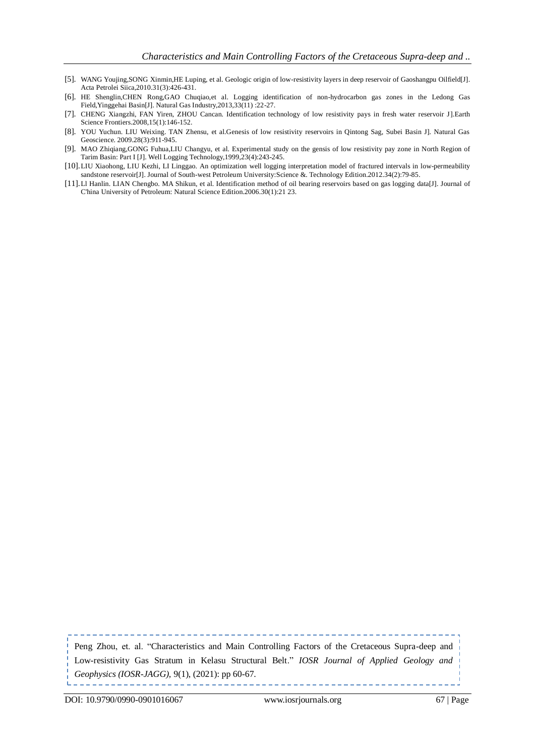[5]. WANG Youjing,SONG Xinmin,HE Luping, et al. Geologic origin of low-resistivity layers in deep reservoir of Gaoshangpu Oilfield[J]. Acta Petrolei Siica,2010.31(3):426-431.

[6]. HE Shenglin,CHEN Rong,GAO Chuqiao,et al. Logging identification of non-hydrocarbon gas zones in the Ledong Gas Field,Yinggehai Basin[J]. Natural Gas Industry,2013,33(11) :22-27.

[7]. CHENG Xiangzhi, FAN Yiren, ZHOU Cancan. Identification technology of low resistivity pays in fresh water reservoir J].Earth Science Frontiers.2008,15(1):146-152.

[8]. YOU Yuchun. LIU Weixing. TAN Zhensu, et al.Genesis of low resistivity reservoirs in Qintong Sag, Subei Basin J]. Natural Gas Geoscience. 2009.28(3):911-945.

[9]. MAO Zhiqiang,GONG Fuhua,LIU Changyu, et al. Experimental study on the gensis of low resistivity pay zone in North Region of Tarim Basin: Part I [J]. Well Logging Technology,1999,23(4):243-245.

[10]. LIU Xiaohong, LIU Kezhi, LI Linggao. An optimization well logging interpretation model of fractured intervals in low-permeability sandstone reservoir[J]. Journal of South-west Petroleum University:Science &. Technology Edition.2012.34(2):79-85.

[11]. Ll Hanlin. LIAN Chengbo. MA Shikun, et al. Identification method of oil bearing reservoirs based on gas logging data[J]. Journal of C'hina University of Petroleum: Natural Science Edition.2006.30(1):21 23.

Peng Zhou, et. al. "Characteristics and Main Controlling Factors of the Cretaceous Supra-deep and Low-resistivity Gas Stratum in Kelasu Structural Belt." *IOSR Journal of Applied Geology and Geophysics (IOSR-JAGG)*, 9(1), (2021): pp 60-67.